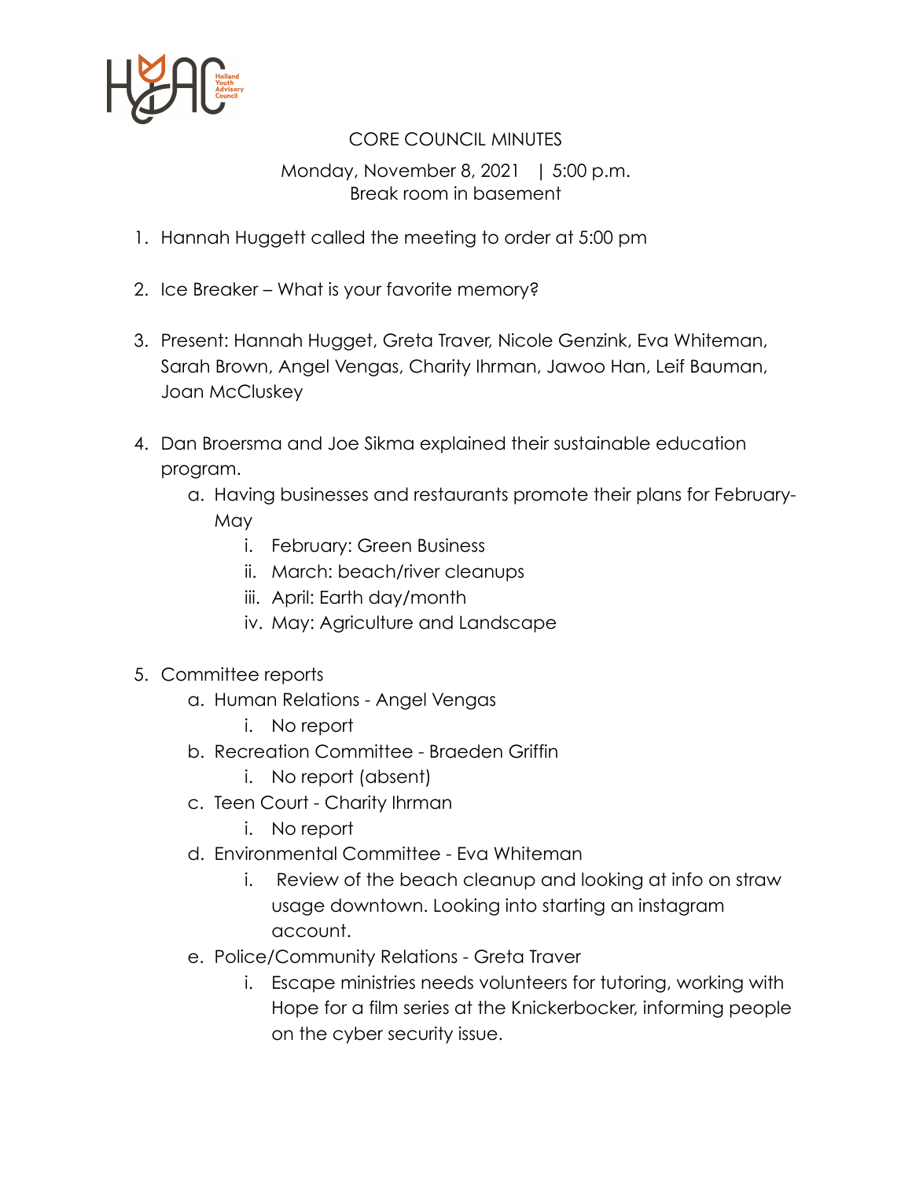# CORE COUNCIL MINUTES

Monday, November 8, 2021 | 5:00 p.m.
Break room in basement

1. Hannah Huggett called the meeting to order at 5:00 pm

2. Ice Breaker – What is your favorite memory?

3. Present: Hannah Hugget, Greta Traver, Nicole Genzink, Eva Whiteman, Sarah Brown, Angel Vengas, Charity Ihrman, Jawoo Han, Leif Bauman, Joan McCluskey

4. Dan Broersma and Joe Sikma explained their sustainable education program.
   a. Having businesses and restaurants promote their plans for February-May
      i. February: Green Business
      ii. March: beach/river cleanups
      iii. April: Earth day/month
      iv. May: Agriculture and Landscape

5. Committee reports
   a. Human Relations - Angel Vengas
      i. No report
   b. Recreation Committee - Braeden Griffin
      i. No report (absent)
   c. Teen Court - Charity Ihrman
      i. No report
   d. Environmental Committee - Eva Whiteman
      i. Review of the beach cleanup and looking at info on straw usage downtown. Looking into starting an instagram account.
   e. Police/Community Relations - Greta Traver
      i. Escape ministries needs volunteers for tutoring, working with Hope for a film series at the Knickerbocker, informing people on the cyber security issue.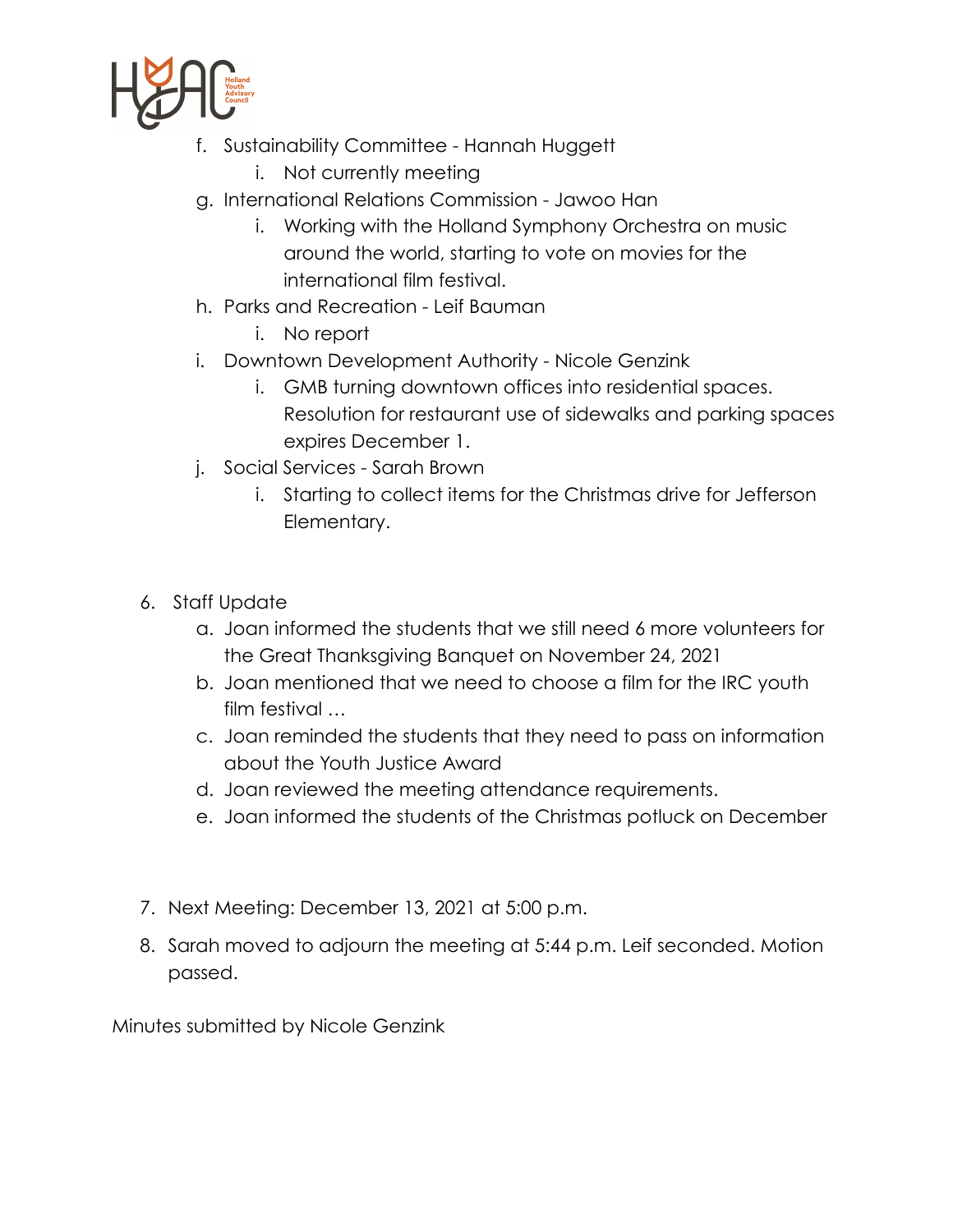f. Sustainability Committee - Hannah Huggett
   i. Not currently meeting
g. International Relations Commission - Jawoo Han
   i. Working with the Holland Symphony Orchestra on music around the world, starting to vote on movies for the international film festival.
h. Parks and Recreation - Leif Bauman
   i. No report
i. Downtown Development Authority - Nicole Genzink
   i. GMB turning downtown offices into residential spaces. Resolution for restaurant use of sidewalks and parking spaces expires December 1.
j. Social Services - Sarah Brown
   i. Starting to collect items for the Christmas drive for Jefferson Elementary.

6. Staff Update
   a. Joan informed the students that we still need 6 more volunteers for the Great Thanksgiving Banquet on November 24, 2021
   b. Joan mentioned that we need to choose a film for the IRC youth film festival …
   c. Joan reminded the students that they need to pass on information about the Youth Justice Award
   d. Joan reviewed the meeting attendance requirements.
   e. Joan informed the students of the Christmas potluck on December

7. Next Meeting: December 13, 2021 at 5:00 p.m.

8. Sarah moved to adjourn the meeting at 5:44 p.m. Leif seconded. Motion passed.

Minutes submitted by Nicole Genzink